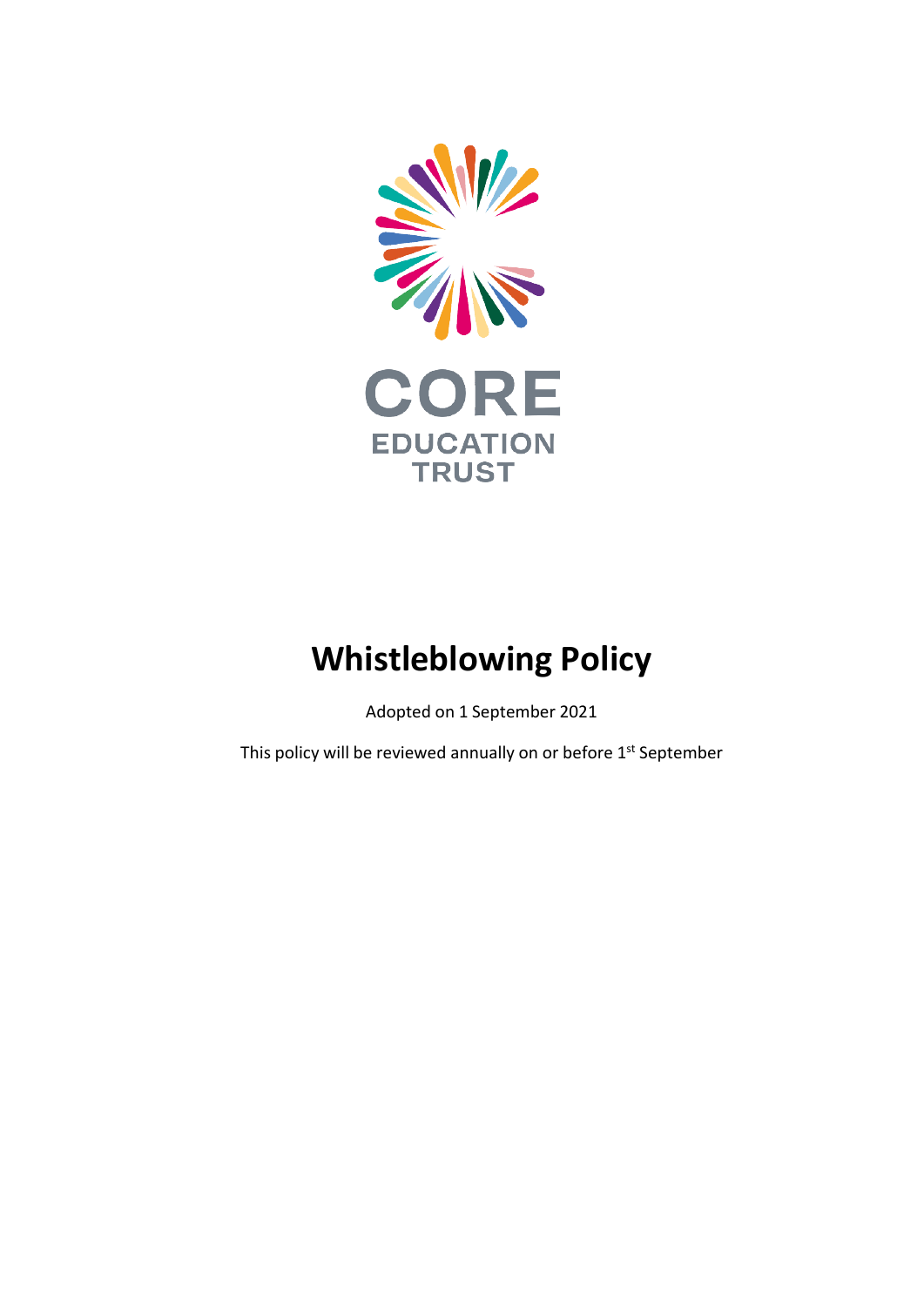CORE

EDUCATION TRUST

# Whistleblowing Policy

Adopted on 1 September 2021

This policy will be reviewed annually on or before 1st September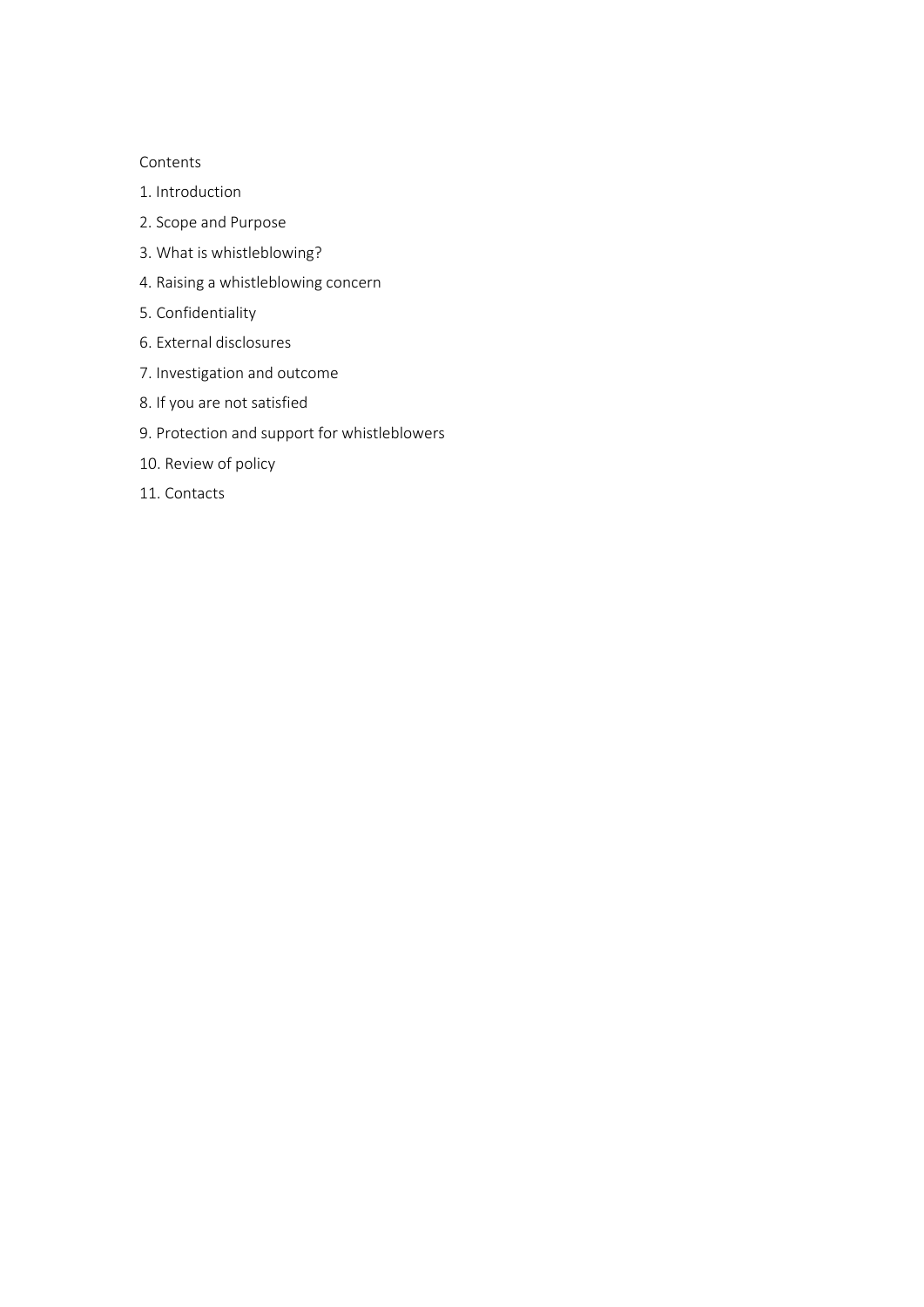Contents

1. Introduction
2. Scope and Purpose
3. What is whistleblowing?
4. Raising a whistleblowing concern
5. Confidentiality
6. External disclosures
7. Investigation and outcome
8. If you are not satisfied
9. Protection and support for whistleblowers
10. Review of policy
11. Contacts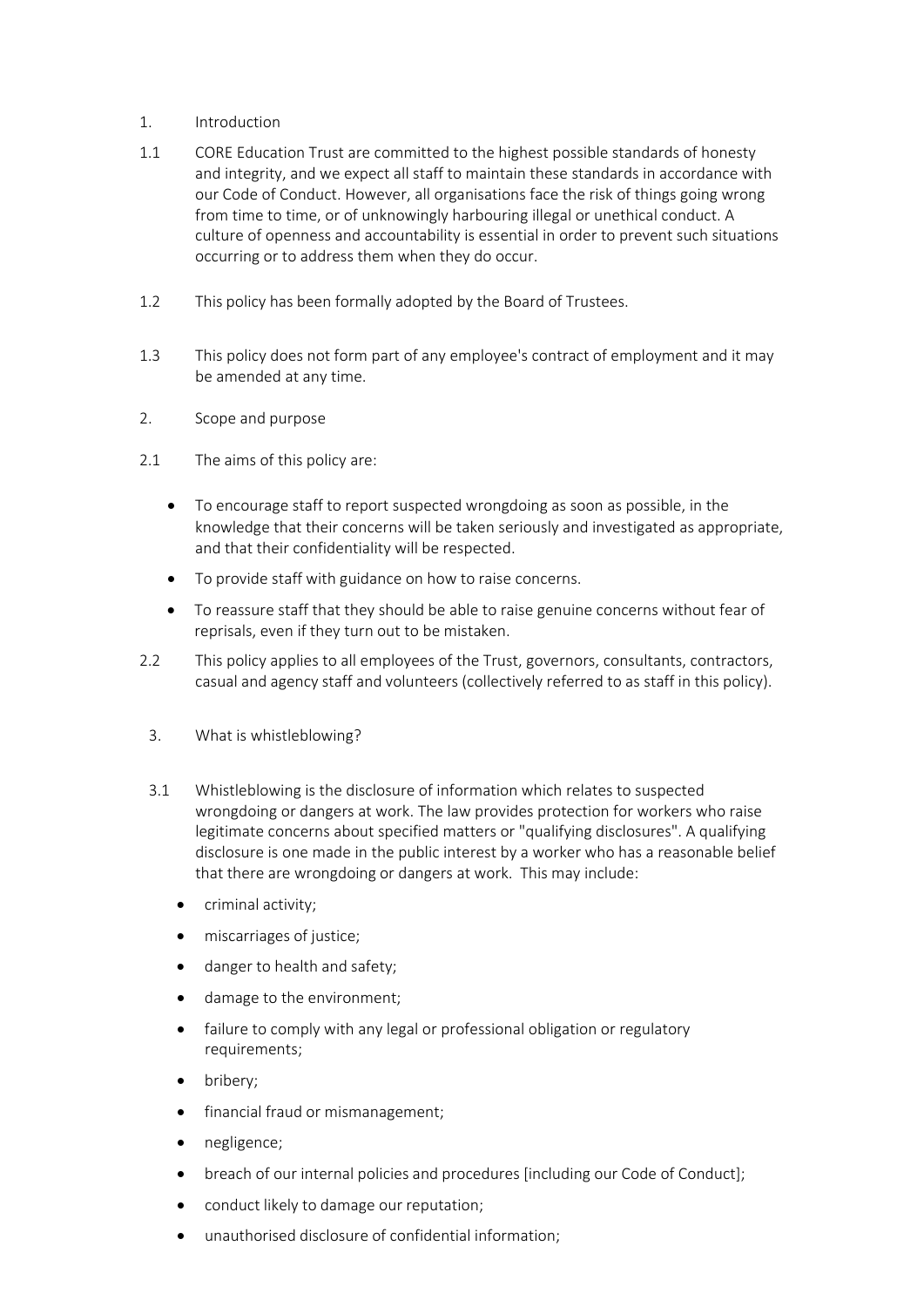## 1. Introduction

1.1 CORE Education Trust are committed to the highest possible standards of honesty and integrity, and we expect all staff to maintain these standards in accordance with our Code of Conduct. However, all organisations face the risk of things going wrong from time to time, or of unknowingly harbouring illegal or unethical conduct. A culture of openness and accountability is essential in order to prevent such situations occurring or to address them when they do occur.

1.2 This policy has been formally adopted by the Board of Trustees.

1.3 This policy does not form part of any employee's contract of employment and it may be amended at any time.

## 2. Scope and purpose

2.1 The aims of this policy are:

- To encourage staff to report suspected wrongdoing as soon as possible, in the knowledge that their concerns will be taken seriously and investigated as appropriate, and that their confidentiality will be respected.
- To provide staff with guidance on how to raise concerns.
- To reassure staff that they should be able to raise genuine concerns without fear of reprisals, even if they turn out to be mistaken.

2.2 This policy applies to all employees of the Trust, governors, consultants, contractors, casual and agency staff and volunteers (collectively referred to as staff in this policy).

## 3. What is whistleblowing?

3.1 Whistleblowing is the disclosure of information which relates to suspected wrongdoing or dangers at work. The law provides protection for workers who raise legitimate concerns about specified matters or "qualifying disclosures". A qualifying disclosure is one made in the public interest by a worker who has a reasonable belief that there are wrongdoing or dangers at work. This may include:

- criminal activity;
- miscarriages of justice;
- danger to health and safety;
- damage to the environment;
- failure to comply with any legal or professional obligation or regulatory requirements;
- bribery;
- financial fraud or mismanagement;
- negligence;
- breach of our internal policies and procedures [including our Code of Conduct];
- conduct likely to damage our reputation;
- unauthorised disclosure of confidential information;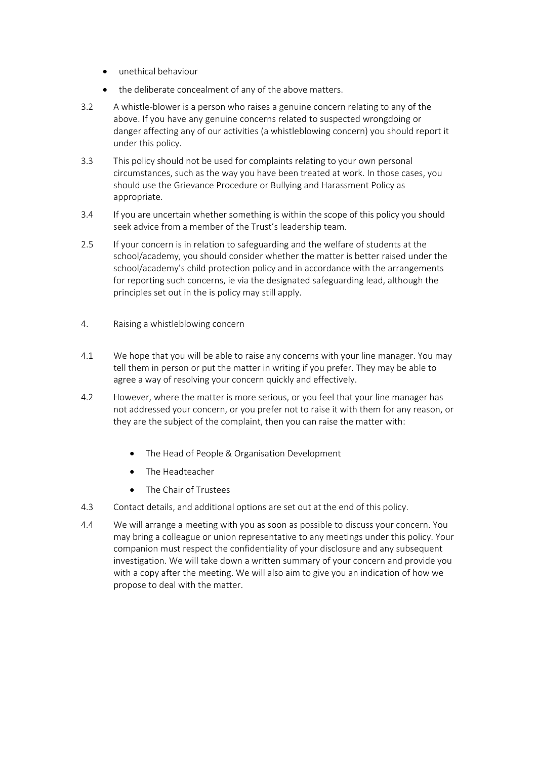- unethical behaviour
- the deliberate concealment of any of the above matters.

3.2 A whistle-blower is a person who raises a genuine concern relating to any of the above. If you have any genuine concerns related to suspected wrongdoing or danger affecting any of our activities (a whistleblowing concern) you should report it under this policy.

3.3 This policy should not be used for complaints relating to your own personal circumstances, such as the way you have been treated at work. In those cases, you should use the Grievance Procedure or Bullying and Harassment Policy as appropriate.

3.4 If you are uncertain whether something is within the scope of this policy you should seek advice from a member of the Trust's leadership team.

2.5 If your concern is in relation to safeguarding and the welfare of students at the school/academy, you should consider whether the matter is better raised under the school/academy's child protection policy and in accordance with the arrangements for reporting such concerns, ie via the designated safeguarding lead, although the principles set out in the is policy may still apply.

## 4. Raising a whistleblowing concern

4.1 We hope that you will be able to raise any concerns with your line manager. You may tell them in person or put the matter in writing if you prefer. They may be able to agree a way of resolving your concern quickly and effectively.

4.2 However, where the matter is more serious, or you feel that your line manager has not addressed your concern, or you prefer not to raise it with them for any reason, or they are the subject of the complaint, then you can raise the matter with:

- The Head of People & Organisation Development
- The Headteacher
- The Chair of Trustees

4.3 Contact details, and additional options are set out at the end of this policy.

4.4 We will arrange a meeting with you as soon as possible to discuss your concern. You may bring a colleague or union representative to any meetings under this policy. Your companion must respect the confidentiality of your disclosure and any subsequent investigation. We will take down a written summary of your concern and provide you with a copy after the meeting. We will also aim to give you an indication of how we propose to deal with the matter.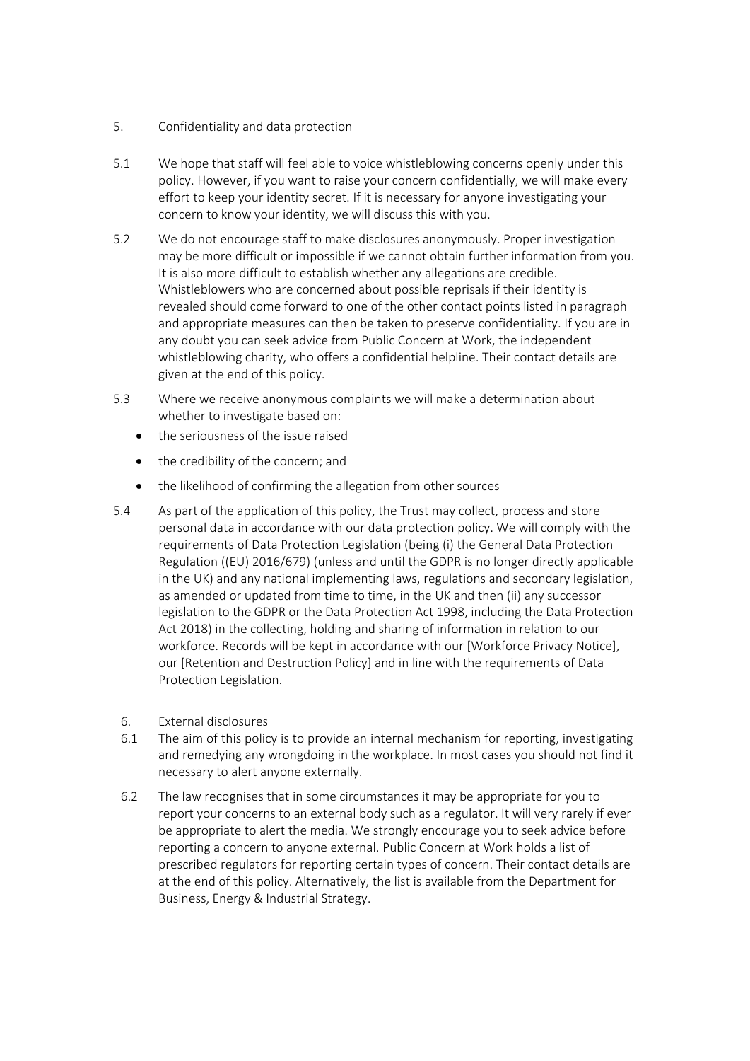5. Confidentiality and data protection

5.1 We hope that staff will feel able to voice whistleblowing concerns openly under this policy. However, if you want to raise your concern confidentially, we will make every effort to keep your identity secret. If it is necessary for anyone investigating your concern to know your identity, we will discuss this with you.

5.2 We do not encourage staff to make disclosures anonymously. Proper investigation may be more difficult or impossible if we cannot obtain further information from you. It is also more difficult to establish whether any allegations are credible. Whistleblowers who are concerned about possible reprisals if their identity is revealed should come forward to one of the other contact points listed in paragraph and appropriate measures can then be taken to preserve confidentiality. If you are in any doubt you can seek advice from Public Concern at Work, the independent whistleblowing charity, who offers a confidential helpline. Their contact details are given at the end of this policy.

5.3 Where we receive anonymous complaints we will make a determination about whether to investigate based on:

- the seriousness of the issue raised
- the credibility of the concern; and
- the likelihood of confirming the allegation from other sources

5.4 As part of the application of this policy, the Trust may collect, process and store personal data in accordance with our data protection policy. We will comply with the requirements of Data Protection Legislation (being (i) the General Data Protection Regulation ((EU) 2016/679) (unless and until the GDPR is no longer directly applicable in the UK) and any national implementing laws, regulations and secondary legislation, as amended or updated from time to time, in the UK and then (ii) any successor legislation to the GDPR or the Data Protection Act 1998, including the Data Protection Act 2018) in the collecting, holding and sharing of information in relation to our workforce. Records will be kept in accordance with our [Workforce Privacy Notice], our [Retention and Destruction Policy] and in line with the requirements of Data Protection Legislation.

6. External disclosures

6.1 The aim of this policy is to provide an internal mechanism for reporting, investigating and remedying any wrongdoing in the workplace. In most cases you should not find it necessary to alert anyone externally.

6.2 The law recognises that in some circumstances it may be appropriate for you to report your concerns to an external body such as a regulator. It will very rarely if ever be appropriate to alert the media. We strongly encourage you to seek advice before reporting a concern to anyone external. Public Concern at Work holds a list of prescribed regulators for reporting certain types of concern. Their contact details are at the end of this policy. Alternatively, the list is available from the Department for Business, Energy & Industrial Strategy.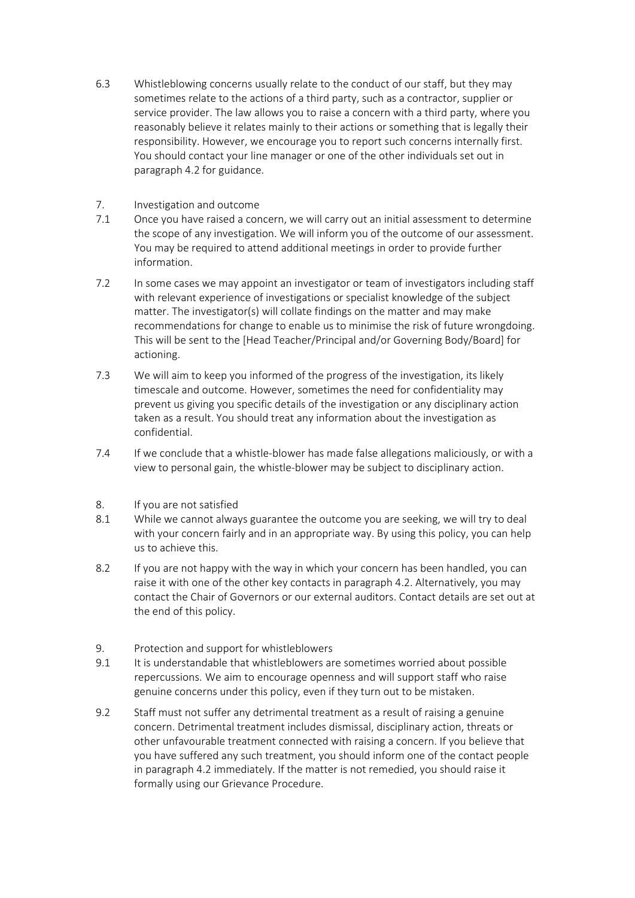6.3 Whistleblowing concerns usually relate to the conduct of our staff, but they may sometimes relate to the actions of a third party, such as a contractor, supplier or service provider. The law allows you to raise a concern with a third party, where you reasonably believe it relates mainly to their actions or something that is legally their responsibility. However, we encourage you to report such concerns internally first. You should contact your line manager or one of the other individuals set out in paragraph 4.2 for guidance.

## 7. Investigation and outcome

7.1 Once you have raised a concern, we will carry out an initial assessment to determine the scope of any investigation. We will inform you of the outcome of our assessment. You may be required to attend additional meetings in order to provide further information.

7.2 In some cases we may appoint an investigator or team of investigators including staff with relevant experience of investigations or specialist knowledge of the subject matter. The investigator(s) will collate findings on the matter and may make recommendations for change to enable us to minimise the risk of future wrongdoing. This will be sent to the [Head Teacher/Principal and/or Governing Body/Board] for actioning.

7.3 We will aim to keep you informed of the progress of the investigation, its likely timescale and outcome. However, sometimes the need for confidentiality may prevent us giving you specific details of the investigation or any disciplinary action taken as a result. You should treat any information about the investigation as confidential.

7.4 If we conclude that a whistle-blower has made false allegations maliciously, or with a view to personal gain, the whistle-blower may be subject to disciplinary action.

## 8. If you are not satisfied

8.1 While we cannot always guarantee the outcome you are seeking, we will try to deal with your concern fairly and in an appropriate way. By using this policy, you can help us to achieve this.

8.2 If you are not happy with the way in which your concern has been handled, you can raise it with one of the other key contacts in paragraph 4.2. Alternatively, you may contact the Chair of Governors or our external auditors. Contact details are set out at the end of this policy.

## 9. Protection and support for whistleblowers

9.1 It is understandable that whistleblowers are sometimes worried about possible repercussions. We aim to encourage openness and will support staff who raise genuine concerns under this policy, even if they turn out to be mistaken.

9.2 Staff must not suffer any detrimental treatment as a result of raising a genuine concern. Detrimental treatment includes dismissal, disciplinary action, threats or other unfavourable treatment connected with raising a concern. If you believe that you have suffered any such treatment, you should inform one of the contact people in paragraph 4.2 immediately. If the matter is not remedied, you should raise it formally using our Grievance Procedure.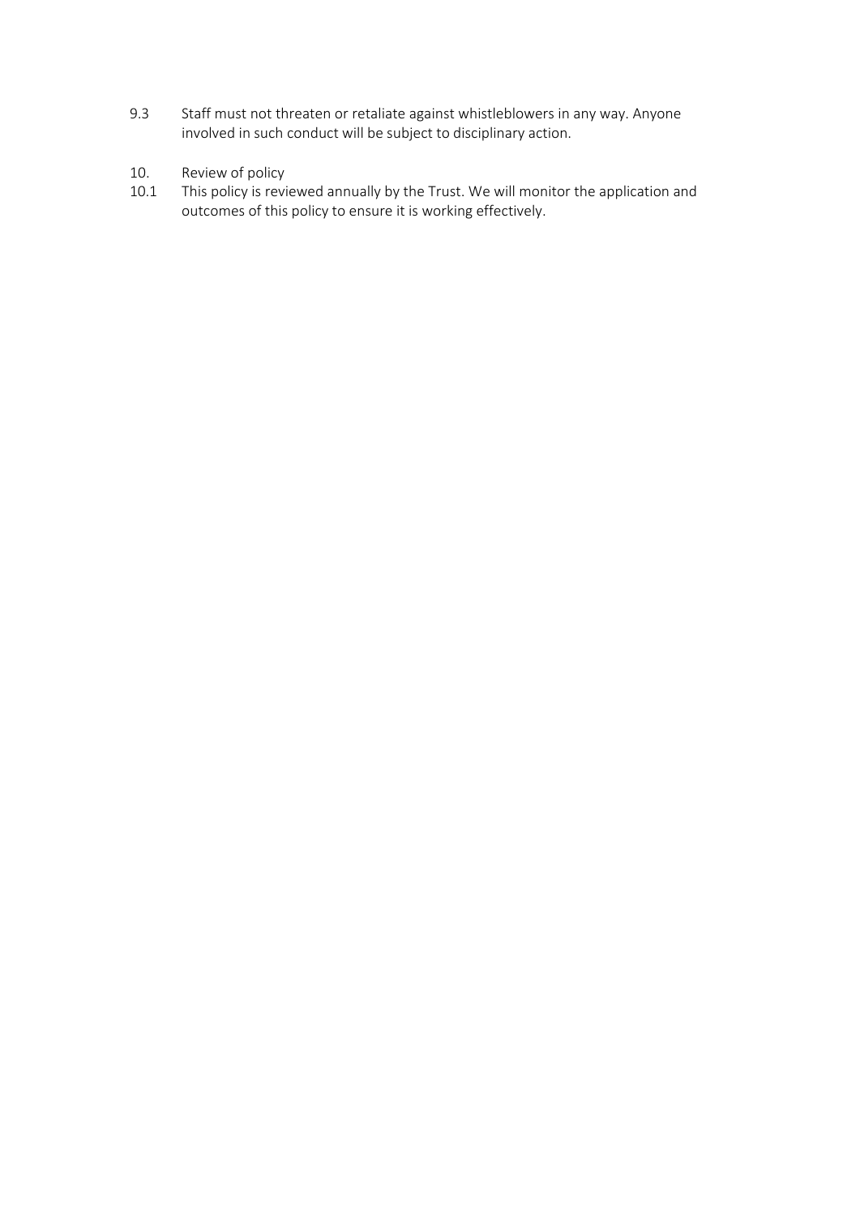9.3 Staff must not threaten or retaliate against whistleblowers in any way. Anyone involved in such conduct will be subject to disciplinary action.

## 10. Review of policy

10.1 This policy is reviewed annually by the Trust. We will monitor the application and outcomes of this policy to ensure it is working effectively.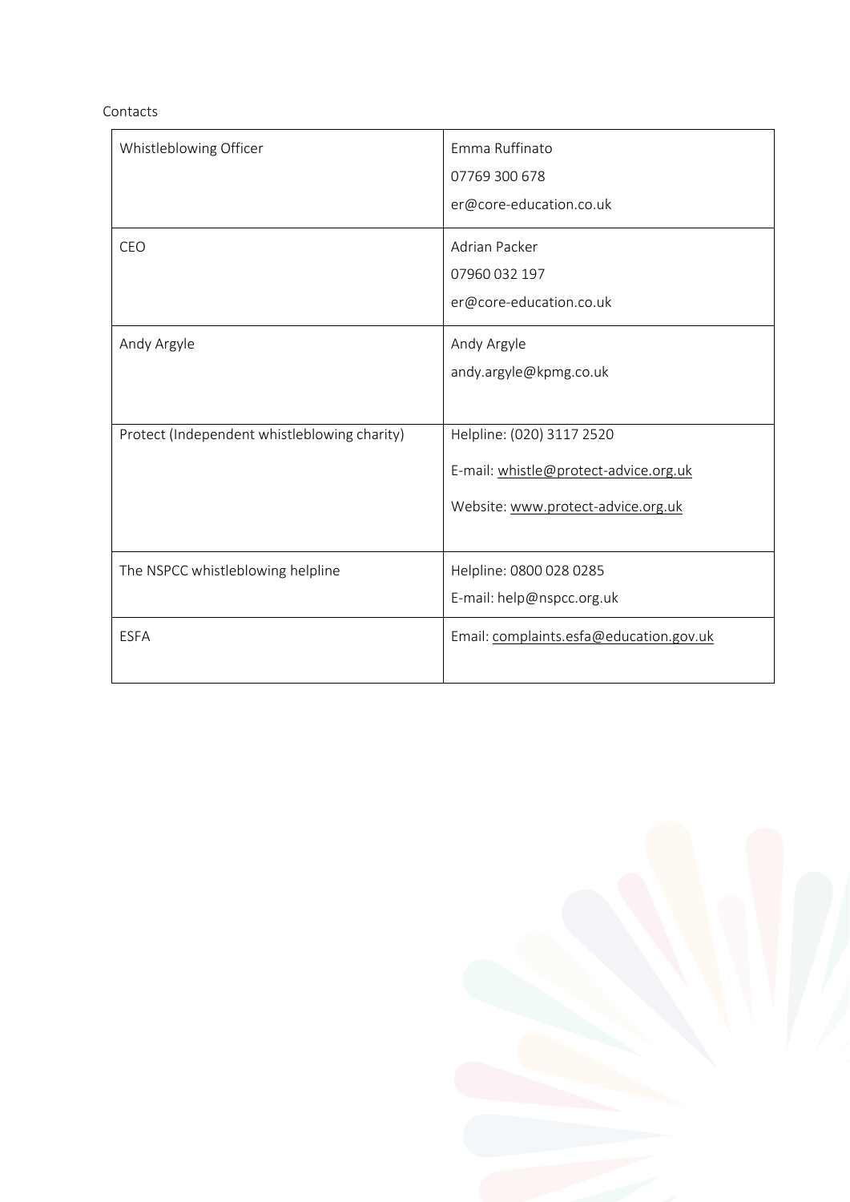Contacts

| | |
|---|---|
| Whistleblowing Officer | Emma Ruffinato<br>07769 300 678<br>er@core-education.co.uk |
| CEO | Adrian Packer<br>07960 032 197<br>er@core-education.co.uk |
| Andy Argyle | Andy Argyle<br>andy.argyle@kpmg.co.uk |
| Protect (Independent whistleblowing charity) | Helpline: (020) 3117 2520<br>E-mail: whistle@protect-advice.org.uk<br>Website: www.protect-advice.org.uk |
| The NSPCC whistleblowing helpline | Helpline: 0800 028 0285<br>E-mail: help@nspcc.org.uk |
| ESFA | Email: complaints.esfa@education.gov.uk |